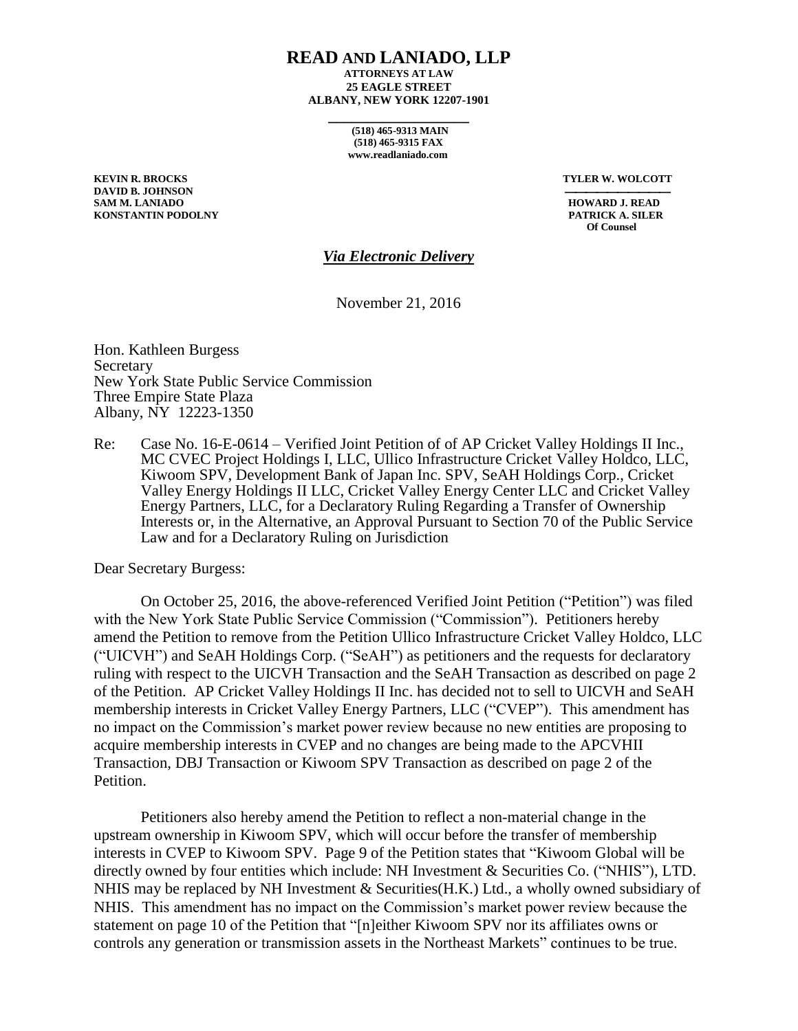# READ AND LANIADO, LLP

**ATTORNEYS AT LAW**
**25 EAGLE STREET**
**ALBANY, NEW YORK 12207-1901**

**(518) 465-9313 MAIN**
**(518) 465-9315 FAX**
**www.readlaniado.com**

**KEVIN R. BROCKS**
**DAVID B. JOHNSON**
**SAM M. LANIADO**
**KONSTANTIN PODOLNY**

**TYLER W. WOLCOTT**

**HOWARD J. READ**
**PATRICK A. SILER**
**Of Counsel**

***Via Electronic Delivery***

November 21, 2016

Hon. Kathleen Burgess
Secretary
New York State Public Service Commission
Three Empire State Plaza
Albany, NY 12223-1350

Re: Case No. 16-E-0614 – Verified Joint Petition of of AP Cricket Valley Holdings II Inc., MC CVEC Project Holdings I, LLC, Ullico Infrastructure Cricket Valley Holdco, LLC, Kiwoom SPV, Development Bank of Japan Inc. SPV, SeAH Holdings Corp., Cricket Valley Energy Holdings II LLC, Cricket Valley Energy Center LLC and Cricket Valley Energy Partners, LLC, for a Declaratory Ruling Regarding a Transfer of Ownership Interests or, in the Alternative, an Approval Pursuant to Section 70 of the Public Service Law and for a Declaratory Ruling on Jurisdiction

Dear Secretary Burgess:

On October 25, 2016, the above-referenced Verified Joint Petition ("Petition") was filed with the New York State Public Service Commission ("Commission"). Petitioners hereby amend the Petition to remove from the Petition Ullico Infrastructure Cricket Valley Holdco, LLC ("UICVH") and SeAH Holdings Corp. ("SeAH") as petitioners and the requests for declaratory ruling with respect to the UICVH Transaction and the SeAH Transaction as described on page 2 of the Petition. AP Cricket Valley Holdings II Inc. has decided not to sell to UICVH and SeAH membership interests in Cricket Valley Energy Partners, LLC ("CVEP"). This amendment has no impact on the Commission's market power review because no new entities are proposing to acquire membership interests in CVEP and no changes are being made to the APCVHII Transaction, DBJ Transaction or Kiwoom SPV Transaction as described on page 2 of the Petition.

Petitioners also hereby amend the Petition to reflect a non-material change in the upstream ownership in Kiwoom SPV, which will occur before the transfer of membership interests in CVEP to Kiwoom SPV. Page 9 of the Petition states that "Kiwoom Global will be directly owned by four entities which include: NH Investment & Securities Co. ("NHIS"), LTD. NHIS may be replaced by NH Investment & Securities(H.K.) Ltd., a wholly owned subsidiary of NHIS. This amendment has no impact on the Commission's market power review because the statement on page 10 of the Petition that "[n]either Kiwoom SPV nor its affiliates owns or controls any generation or transmission assets in the Northeast Markets" continues to be true.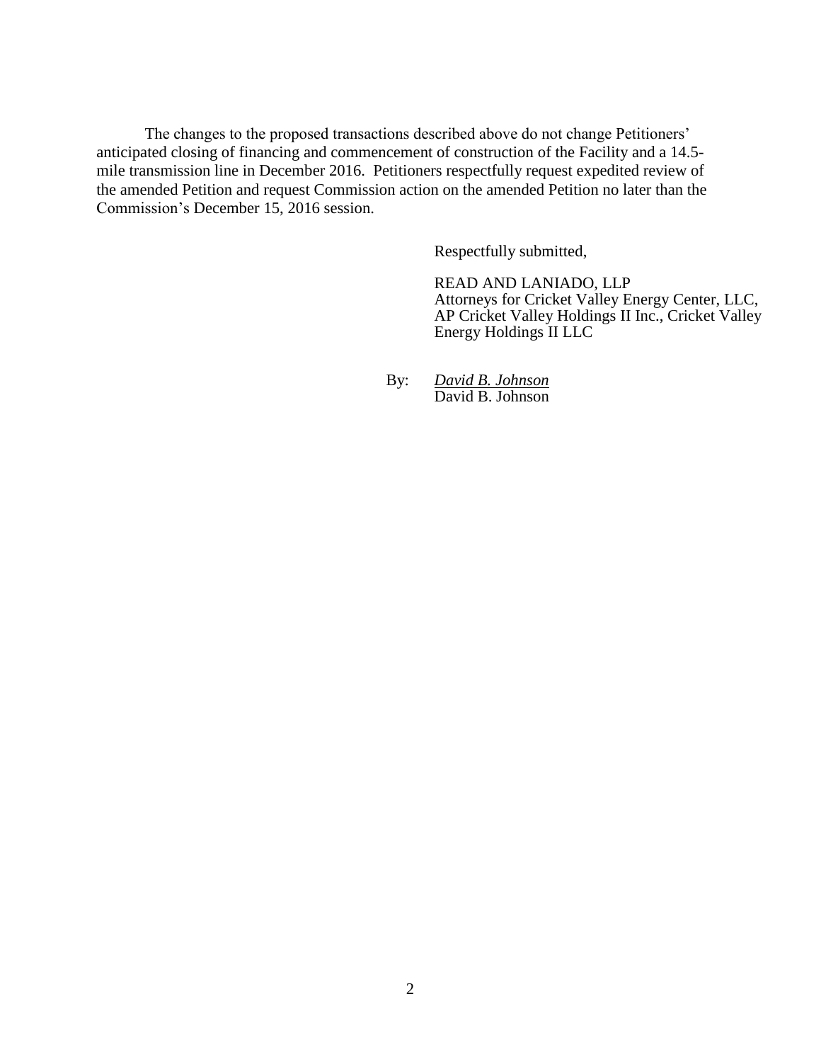The changes to the proposed transactions described above do not change Petitioners' anticipated closing of financing and commencement of construction of the Facility and a 14.5-mile transmission line in December 2016. Petitioners respectfully request expedited review of the amended Petition and request Commission action on the amended Petition no later than the Commission's December 15, 2016 session.

Respectfully submitted,

READ AND LANIADO, LLP
Attorneys for Cricket Valley Energy Center, LLC, AP Cricket Valley Holdings II Inc., Cricket Valley Energy Holdings II LLC

By: *David B. Johnson*
David B. Johnson